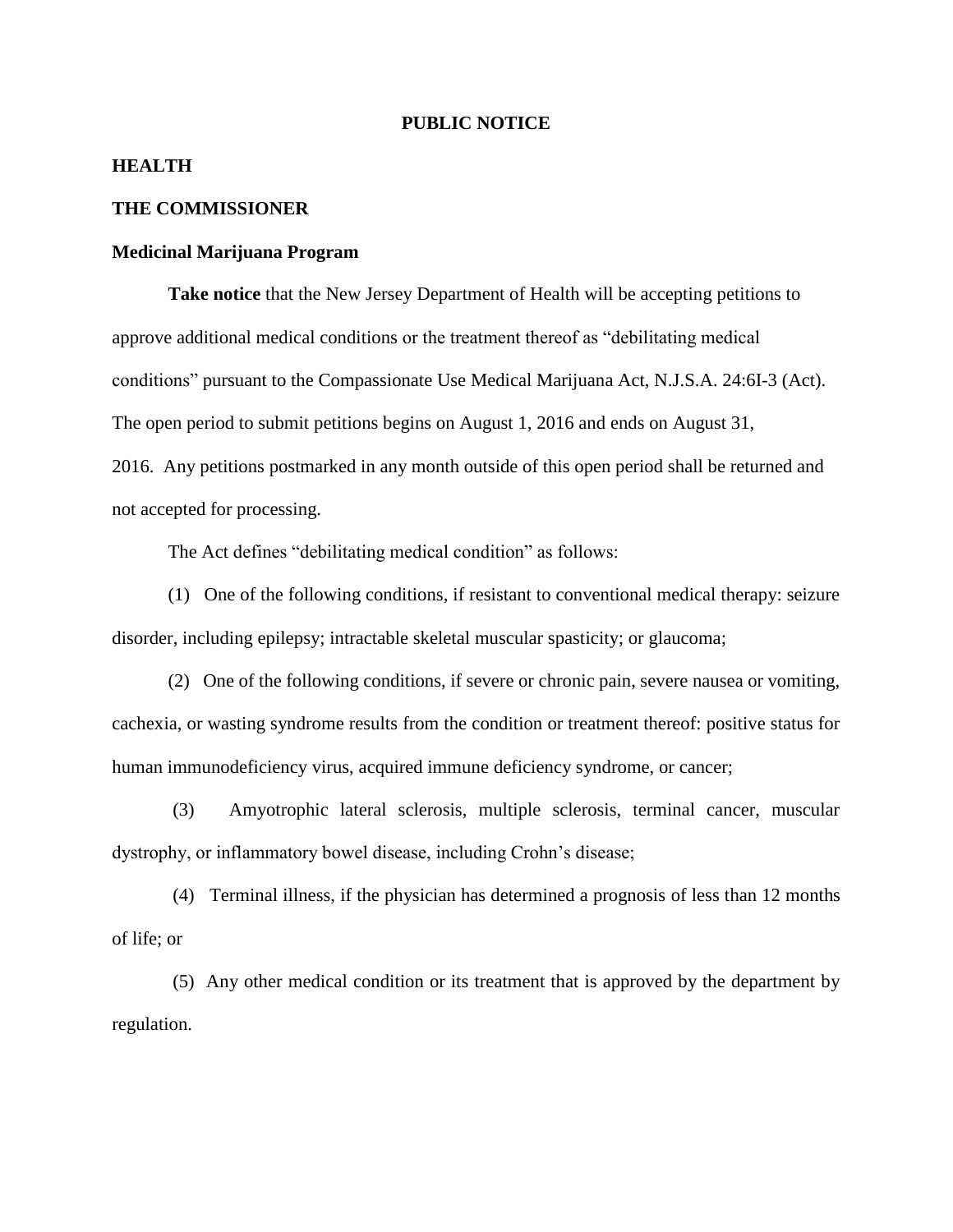# PUBLIC NOTICE

**HEALTH**

**THE COMMISSIONER**

**Medicinal Marijuana Program**

**Take notice** that the New Jersey Department of Health will be accepting petitions to approve additional medical conditions or the treatment thereof as "debilitating medical conditions" pursuant to the Compassionate Use Medical Marijuana Act, N.J.S.A. 24:6I-3 (Act). The open period to submit petitions begins on August 1, 2016 and ends on August 31, 2016. Any petitions postmarked in any month outside of this open period shall be returned and not accepted for processing.

The Act defines "debilitating medical condition" as follows:

(1) One of the following conditions, if resistant to conventional medical therapy: seizure disorder, including epilepsy; intractable skeletal muscular spasticity; or glaucoma;

(2) One of the following conditions, if severe or chronic pain, severe nausea or vomiting, cachexia, or wasting syndrome results from the condition or treatment thereof: positive status for human immunodeficiency virus, acquired immune deficiency syndrome, or cancer;

(3) Amyotrophic lateral sclerosis, multiple sclerosis, terminal cancer, muscular dystrophy, or inflammatory bowel disease, including Crohn's disease;

(4) Terminal illness, if the physician has determined a prognosis of less than 12 months of life; or

(5) Any other medical condition or its treatment that is approved by the department by regulation.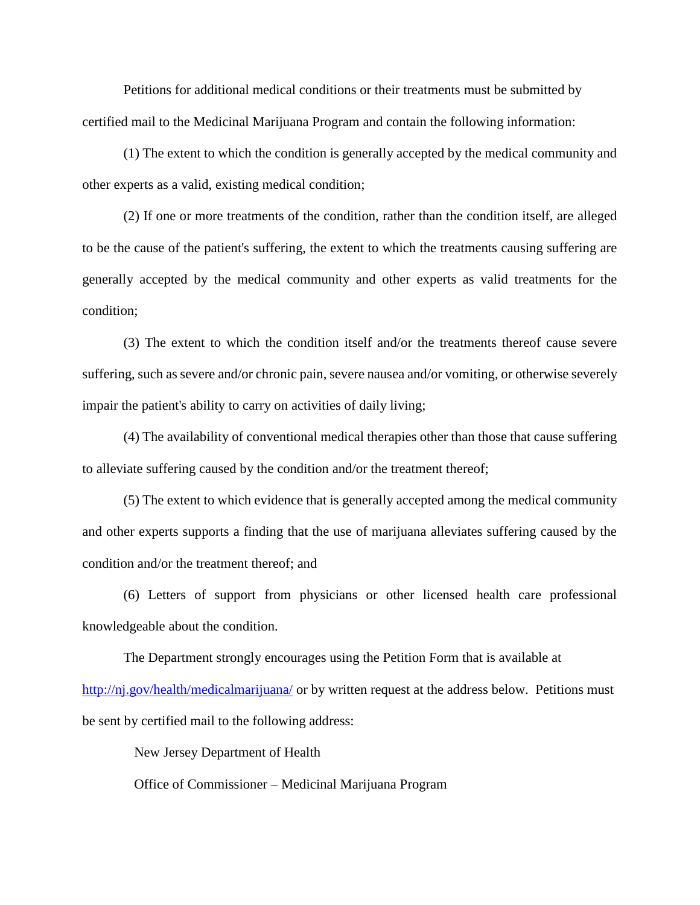Petitions for additional medical conditions or their treatments must be submitted by certified mail to the Medicinal Marijuana Program and contain the following information:

(1) The extent to which the condition is generally accepted by the medical community and other experts as a valid, existing medical condition;

(2) If one or more treatments of the condition, rather than the condition itself, are alleged to be the cause of the patient's suffering, the extent to which the treatments causing suffering are generally accepted by the medical community and other experts as valid treatments for the condition;

(3) The extent to which the condition itself and/or the treatments thereof cause severe suffering, such as severe and/or chronic pain, severe nausea and/or vomiting, or otherwise severely impair the patient's ability to carry on activities of daily living;

(4) The availability of conventional medical therapies other than those that cause suffering to alleviate suffering caused by the condition and/or the treatment thereof;

(5) The extent to which evidence that is generally accepted among the medical community and other experts supports a finding that the use of marijuana alleviates suffering caused by the condition and/or the treatment thereof; and

(6) Letters of support from physicians or other licensed health care professional knowledgeable about the condition.

The Department strongly encourages using the Petition Form that is available at [http://nj.gov/health/medicalmarijuana/](http://nj.gov/health/medicalmarijuana/) or by written request at the address below. Petitions must be sent by certified mail to the following address:

New Jersey Department of Health

Office of Commissioner – Medicinal Marijuana Program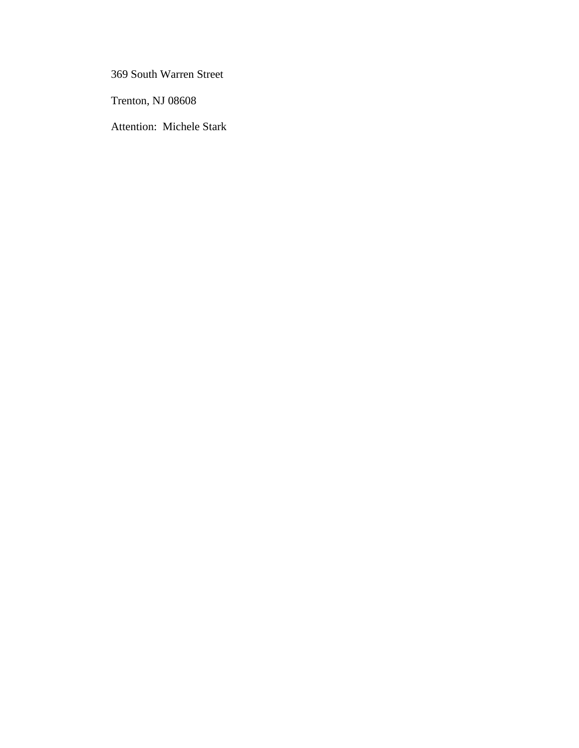369 South Warren Street

Trenton, NJ 08608

Attention:  Michele Stark